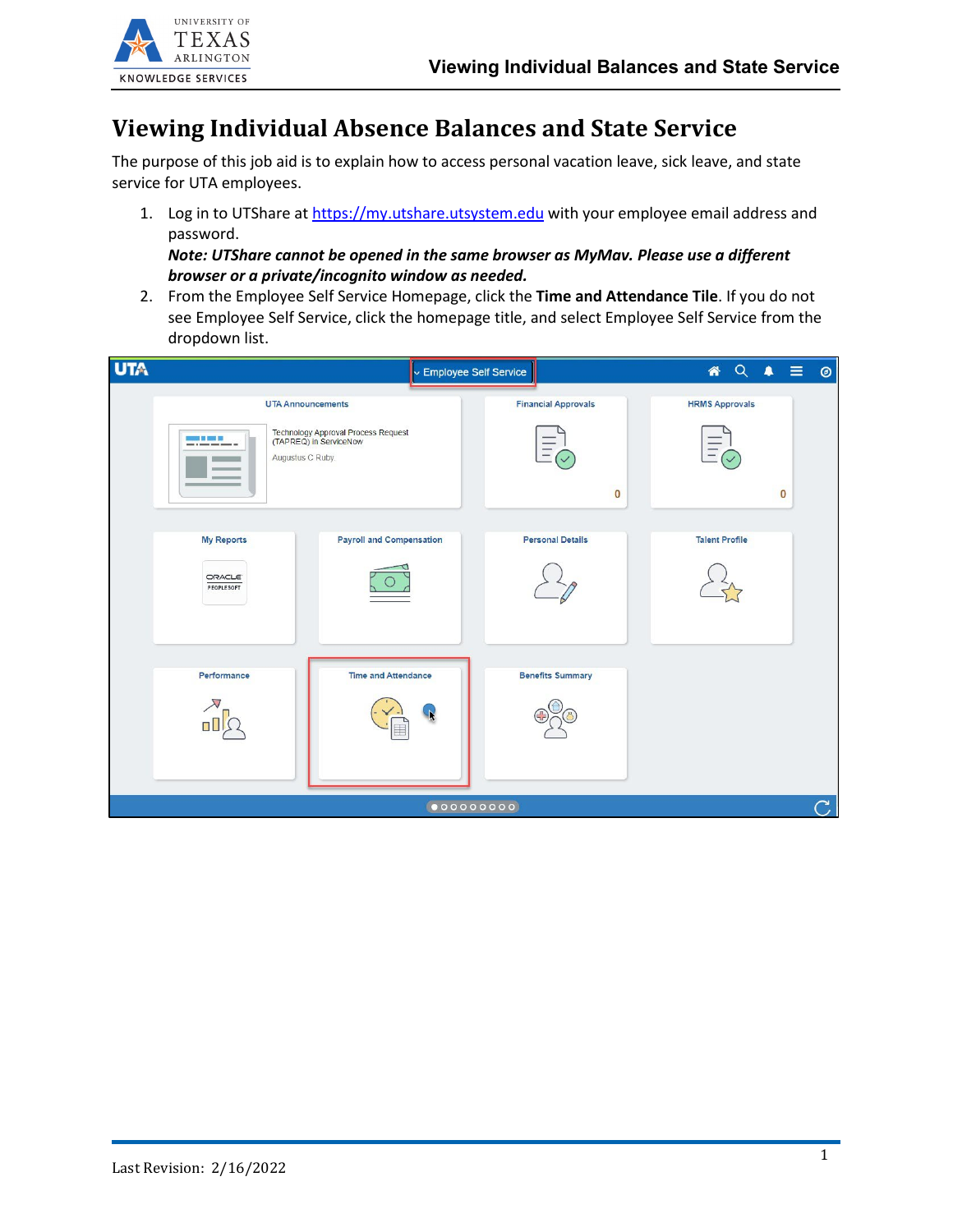# Viewing Individual Absence Balances and State Service

The purpose of this job aid is to explain how to access personal vacation leave, sick leave, and state service for UTA employees.

1. Log in to UTShare at [https://my.utshare.utsystem.edu](https://my.utshare.utsystem.edu) with your employee email address and password.
   ***Note: UTShare cannot be opened in the same browser as MyMav. Please use a different browser or a private/incognito window as needed.***
2. From the Employee Self Service Homepage, click the **Time and Attendance Tile**. If you do not see Employee Self Service, click the homepage title, and select Employee Self Service from the dropdown list.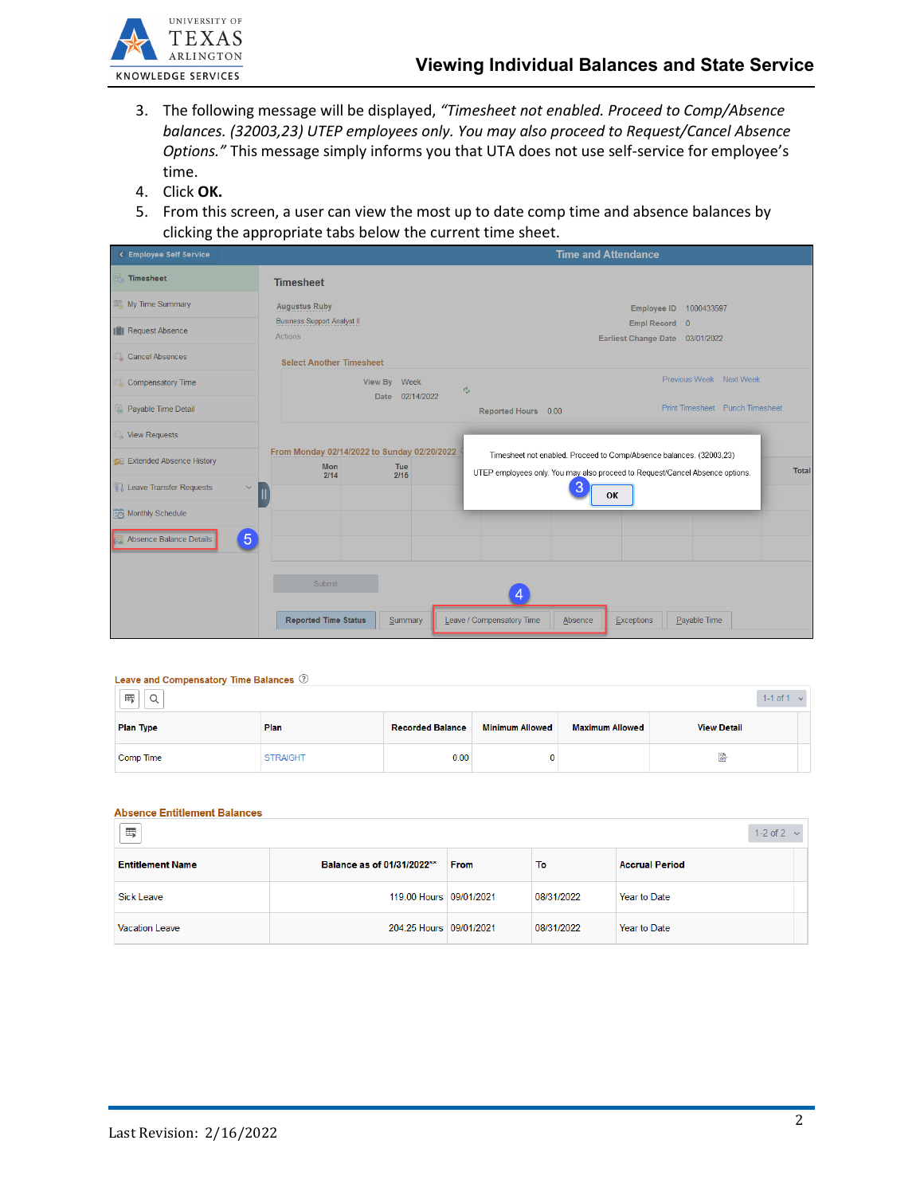3. The following message will be displayed, *"Timesheet not enabled. Proceed to Comp/Absence balances. (32003,23) UTEP employees only. You may also proceed to Request/Cancel Absence Options."* This message simply informs you that UTA does not use self-service for employee's time.
4. Click **OK.**
5. From this screen, a user can view the most up to date comp time and absence balances by clicking the appropriate tabs below the current time sheet.

**Leave and Compensatory Time Balances**

| Plan Type | Plan | Recorded Balance | Minimum Allowed | Maximum Allowed | View Detail |
|---|---|---|---|---|---|
| Comp Time | STRAIGHT | 0.00 | 0 | | |

**Absence Entitlement Balances**

| Entitlement Name | Balance as of 01/31/2022** | From | To | Accrual Period |
|---|---|---|---|---|
| Sick Leave | 119.00 Hours | 09/01/2021 | 08/31/2022 | Year to Date |
| Vacation Leave | 204.25 Hours | 09/01/2021 | 08/31/2022 | Year to Date |

Last Revision: 2/16/2022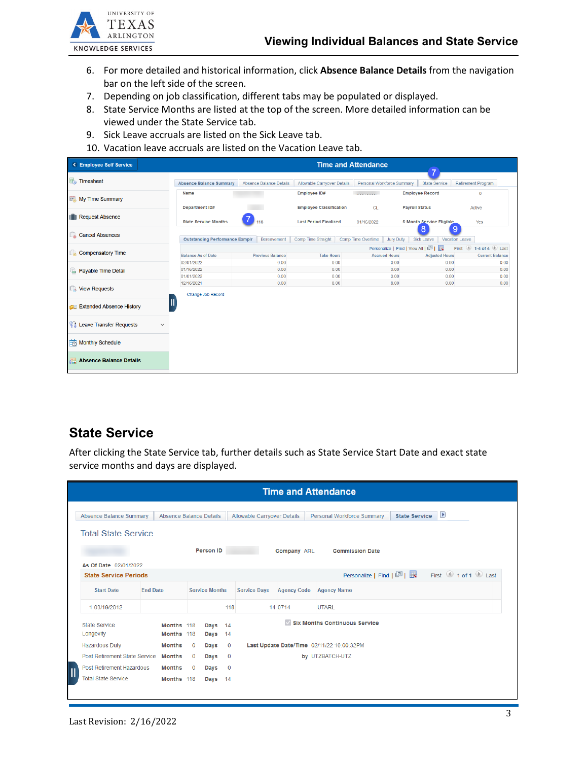6. For more detailed and historical information, click **Absence Balance Details** from the navigation bar on the left side of the screen.
7. Depending on job classification, different tabs may be populated or displayed.
8. State Service Months are listed at the top of the screen. More detailed information can be viewed under the State Service tab.
9. Sick Leave accruals are listed on the Sick Leave tab.
10. Vacation leave accruals are listed on the Vacation Leave tab.

## State Service

After clicking the State Service tab, further details such as State Service Start Date and exact state service months and days are displayed.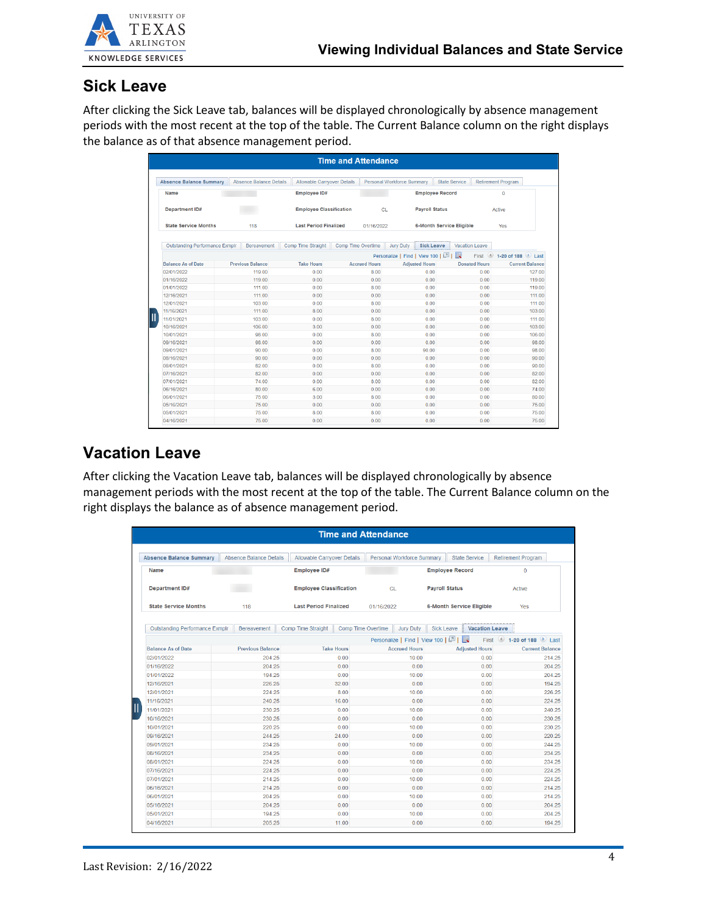## Sick Leave

After clicking the Sick Leave tab, balances will be displayed chronologically by absence management periods with the most recent at the top of the table. The Current Balance column on the right displays the balance as of that absence management period.

**Time and Attendance**

Absence Balance Summary | Absence Balance Details | Allowable Carryover Details | Personal Workforce Summary | State Service | Retirement Program

| | | | | | |
|---|---|---|---|---|---|
| Name | | Employee ID# | | Employee Record | 0 |
| Department ID# | | Employee Classification | CL | Payroll Status | Active |
| State Service Months | 118 | Last Period Finalized | 01/16/2022 | 6-Month Service Eligible | Yes |

Outstanding Performance Emplr | Bereavement | Comp Time Straight | Comp Time Overtime | Jury Duty | Sick Leave | Vacation Leave

Personalize | Find | View 100 | First 1-20 of 188 Last

| Balance As of Date | Previous Balance | Take Hours | Accrued Hours | Adjusted Hours | Donated Hours | Current Balance |
|---|---|---|---|---|---|---|
| 02/01/2022 | 119.00 | 0.00 | 8.00 | 0.00 | 0.00 | 127.00 |
| 01/16/2022 | 119.00 | 0.00 | 0.00 | 0.00 | 0.00 | 119.00 |
| 01/01/2022 | 111.00 | 0.00 | 8.00 | 0.00 | 0.00 | 119.00 |
| 12/16/2021 | 111.00 | 0.00 | 0.00 | 0.00 | 0.00 | 111.00 |
| 12/01/2021 | 103.00 | 0.00 | 8.00 | 0.00 | 0.00 | 111.00 |
| 11/16/2021 | 111.00 | 8.00 | 0.00 | 0.00 | 0.00 | 103.00 |
| 11/01/2021 | 103.00 | 0.00 | 8.00 | 0.00 | 0.00 | 111.00 |
| 10/16/2021 | 106.00 | 3.00 | 0.00 | 0.00 | 0.00 | 103.00 |
| 10/01/2021 | 98.00 | 0.00 | 8.00 | 0.00 | 0.00 | 106.00 |
| 09/16/2021 | 98.00 | 0.00 | 0.00 | 0.00 | 0.00 | 98.00 |
| 09/01/2021 | 90.00 | 0.00 | 8.00 | 90.00 | 0.00 | 98.00 |
| 08/16/2021 | 90.00 | 0.00 | 0.00 | 0.00 | 0.00 | 90.00 |
| 08/01/2021 | 82.00 | 0.00 | 8.00 | 0.00 | 0.00 | 90.00 |
| 07/16/2021 | 82.00 | 0.00 | 0.00 | 0.00 | 0.00 | 82.00 |
| 07/01/2021 | 74.00 | 0.00 | 8.00 | 0.00 | 0.00 | 82.00 |
| 06/16/2021 | 80.00 | 6.00 | 0.00 | 0.00 | 0.00 | 74.00 |
| 06/01/2021 | 75.00 | 3.00 | 8.00 | 0.00 | 0.00 | 80.00 |
| 05/16/2021 | 75.00 | 0.00 | 0.00 | 0.00 | 0.00 | 75.00 |
| 05/01/2021 | 75.00 | 8.00 | 8.00 | 0.00 | 0.00 | 75.00 |
| 04/16/2021 | 75.00 | 0.00 | 0.00 | 0.00 | 0.00 | 75.00 |

## Vacation Leave

After clicking the Vacation Leave tab, balances will be displayed chronologically by absence management periods with the most recent at the top of the table. The Current Balance column on the right displays the balance as of absence management period.

**Time and Attendance**

Absence Balance Summary | Absence Balance Details | Allowable Carryover Details | Personal Workforce Summary | State Service | Retirement Program

| | | | | | |
|---|---|---|---|---|---|
| Name | | Employee ID# | | Employee Record | 0 |
| Department ID# | | Employee Classification | CL | Payroll Status | Active |
| State Service Months | 118 | Last Period Finalized | 01/16/2022 | 6-Month Service Eligible | Yes |

Outstanding Performance Emplr | Bereavement | Comp Time Straight | Comp Time Overtime | Jury Duty | Sick Leave | Vacation Leave

Personalize | Find | View 100 | First 1-20 of 188 Last

| Balance As of Date | Previous Balance | Take Hours | Accrued Hours | Adjusted Hours | Current Balance |
|---|---|---|---|---|---|
| 02/01/2022 | 204.25 | 0.00 | 10.00 | 0.00 | 214.25 |
| 01/16/2022 | 204.25 | 0.00 | 0.00 | 0.00 | 204.25 |
| 01/01/2022 | 194.25 | 0.00 | 10.00 | 0.00 | 204.25 |
| 12/16/2021 | 226.25 | 32.00 | 0.00 | 0.00 | 194.25 |
| 12/01/2021 | 224.25 | 8.00 | 10.00 | 0.00 | 226.25 |
| 11/16/2021 | 240.25 | 16.00 | 0.00 | 0.00 | 224.25 |
| 11/01/2021 | 230.25 | 0.00 | 10.00 | 0.00 | 240.25 |
| 10/16/2021 | 230.25 | 0.00 | 0.00 | 0.00 | 230.25 |
| 10/01/2021 | 220.25 | 0.00 | 10.00 | 0.00 | 230.25 |
| 09/16/2021 | 244.25 | 24.00 | 0.00 | 0.00 | 220.25 |
| 09/01/2021 | 234.25 | 0.00 | 10.00 | 0.00 | 244.25 |
| 08/16/2021 | 234.25 | 0.00 | 0.00 | 0.00 | 234.25 |
| 08/01/2021 | 224.25 | 0.00 | 10.00 | 0.00 | 234.25 |
| 07/16/2021 | 224.25 | 0.00 | 0.00 | 0.00 | 224.25 |
| 07/01/2021 | 214.25 | 0.00 | 10.00 | 0.00 | 224.25 |
| 06/16/2021 | 214.25 | 0.00 | 0.00 | 0.00 | 214.25 |
| 06/01/2021 | 204.25 | 0.00 | 10.00 | 0.00 | 214.25 |
| 05/16/2021 | 204.25 | 0.00 | 0.00 | 0.00 | 204.25 |
| 05/01/2021 | 194.25 | 0.00 | 10.00 | 0.00 | 204.25 |
| 04/16/2021 | 205.25 | 11.00 | 0.00 | 0.00 | 194.25 |

Last Revision: 2/16/2022